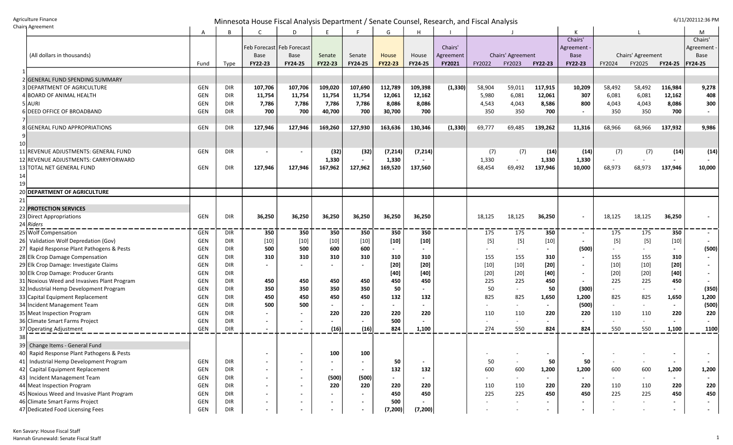Agriculture Finance
Chairs Agreement

# Minnesota House Fiscal Analysis Department / Senate Counsel, Research, and Fiscal Analysis

6/11/2021 12:36 PM

| | | A | B | C | D | E | F | G | H | I | J | | | K | L | | | M |
|---|---|---|---|---|---|---|---|---|---|---|---|---|---|---|---|---|---|---|
| | (All dollars in thousands) | Fund | Type | Feb Forecast Base FY22-23 | Feb Forecast Base FY24-25 | Senate FY22-23 | Senate FY24-25 | House FY22-23 | House FY24-25 | Chairs' Agreement FY2021 | Chairs' Agreement FY2022 | FY2023 | FY22-23 | Chairs' Agreement - Base FY22-23 | Chairs' Agreement FY2024 | FY2025 | FY24-25 | Chairs' Agreement - Base FY24-25 |
| 1 | | | | | | | | | | | | | | | | | | |
| 2 | GENERAL FUND SPENDING SUMMARY | | | | | | | | | | | | | | | | | |
| 3 | DEPARTMENT OF AGRICULTURE | GEN | DIR | 107,706 | 107,706 | 109,020 | 107,690 | 112,789 | 109,398 | (1,330) | 58,904 | 59,011 | 117,915 | 10,209 | 58,492 | 58,492 | 116,984 | 9,278 |
| 4 | BOARD OF ANIMAL HEALTH | GEN | DIR | 11,754 | 11,754 | 11,754 | 11,754 | 12,061 | 12,162 | | 5,980 | 6,081 | 12,061 | 307 | 6,081 | 6,081 | 12,162 | 408 |
| 5 | AURI | GEN | DIR | 7,786 | 7,786 | 7,786 | 7,786 | 8,086 | 8,086 | | 4,543 | 4,043 | 8,586 | 800 | 4,043 | 4,043 | 8,086 | 300 |
| 6 | DEED OFFICE OF BROADBAND | GEN | DIR | 700 | 700 | 40,700 | 700 | 30,700 | 700 | | 350 | 350 | 700 | - | 350 | 350 | 700 | - |
| 7 | | | | | | | | | | | | | | | | | | |
| 8 | GENERAL FUND APPROPRIATIONS | GEN | DIR | 127,946 | 127,946 | 169,260 | 127,930 | 163,636 | 130,346 | (1,330) | 69,777 | 69,485 | 139,262 | 11,316 | 68,966 | 68,966 | 137,932 | 9,986 |
| 9 | | | | | | | | | | | | | | | | | | |
| 10 | | | | | | | | | | | | | | | | | | |
| 11 | REVENUE ADJUSTMENTS: GENERAL FUND | GEN | DIR | - | - | (32) | (32) | (7,214) | (7,214) | | (7) | (7) | (14) | (14) | (7) | (7) | (14) | (14) |
| 12 | REVENUE ADJUSTMENTS: CARRYFORWARD | | | | | 1,330 | - | 1,330 | - | | 1,330 | - | 1,330 | 1,330 | - | - | - | - |
| 13 | TOTAL NET GENERAL FUND | GEN | DIR | 127,946 | 127,946 | 167,962 | 127,962 | 169,520 | 137,560 | | 68,454 | 69,492 | 137,946 | 10,000 | 68,973 | 68,973 | 137,946 | 10,000 |
| 14 | | | | | | | | | | | | | | | | | | |
| 19 | | | | | | | | | | | | | | | | | | |
| 20 | **DEPARTMENT OF AGRICULTURE** | | | | | | | | | | | | | | | | | |
| 21 | | | | | | | | | | | | | | | | | | |
| 22 | **PROTECTION SERVICES** | | | | | | | | | | | | | | | | | |
| 23 | Direct Appropriations | GEN | DIR | 36,250 | 36,250 | 36,250 | 36,250 | 36,250 | 36,250 | | 18,125 | 18,125 | 36,250 | - | 18,125 | 18,125 | 36,250 | - |
| 24 | *Riders* | | | | | | | | | | | | | | | | | |
| 25 | Wolf Compensation | GEN | DIR | 350 | 350 | 350 | 350 | 350 | 350 | | 175 | 175 | 350 | - | 175 | 175 | 350 | - |
| 26 | Validation Wolf Depredation (Gov) | GEN | DIR | [10] | [10] | [10] | [10] | [10] | [10] | | [5] | [5] | [10] | - | [5] | [5] | [10] | - |
| 27 | Rapid Response Plant Pathogens & Pests | GEN | DIR | 500 | 500 | 600 | 600 | - | - | | - | - | - | (500) | - | - | - | (500) |
| 28 | Elk Crop Damage Compensation | GEN | DIR | 310 | 310 | 310 | 310 | 310 | 310 | | 155 | 155 | 310 | - | 155 | 155 | 310 | - |
| 29 | Elk Crop Damage: Investigate Claims | GEN | DIR | - | - | - | - | [20] | [20] | | [10] | [10] | [20] | - | [10] | [10] | [20] | - |
| 30 | Elk Crop Damage: Producer Grants | GEN | DIR | | | | | [40] | [40] | | [20] | [20] | [40] | - | [20] | [20] | [40] | - |
| 31 | Noxious Weed and Invasives Plant Program | GEN | DIR | 450 | 450 | 450 | 450 | 450 | 450 | | 225 | 225 | 450 | - | 225 | 225 | 450 | - |
| 32 | Industrial Hemp Development Program | GEN | DIR | 350 | 350 | 350 | 350 | 50 | - | | 50 | - | 50 | (300) | - | - | - | (350) |
| 33 | Capital Equipment Replacement | GEN | DIR | 450 | 450 | 450 | 450 | 132 | 132 | | 825 | 825 | 1,650 | 1,200 | 825 | 825 | 1,650 | 1,200 |
| 34 | Incident Management Team | GEN | DIR | 500 | 500 | - | - | - | - | | - | - | - | (500) | - | - | - | (500) |
| 35 | Meat Inspection Program | GEN | DIR | - | - | 220 | 220 | 220 | 220 | | 110 | 110 | 220 | 220 | 110 | 110 | 220 | 220 |
| 36 | Climate Smart Farms Project | GEN | DIR | - | - | - | - | 500 | - | | - | - | - | - | - | - | - | - |
| 37 | Operating Adjustment | GEN | DIR | - | - | (16) | (16) | 824 | 1,100 | | 274 | 550 | 824 | 824 | 550 | 550 | 1,100 | 1100 |
| 38 | | | | | | | | | | | | | | | | | | |
| 39 | Change Items - General Fund | | | | | | | | | | | | | | | | | |
| 40 | Rapid Response Plant Pathogens & Pests | | | - | - | 100 | 100 | | | | - | - | - | - | - | - | - | - |
| 41 | Industrial Hemp Development Program | GEN | DIR | - | - | - | - | 50 | - | | 50 | - | 50 | 50 | - | - | - | - |
| 42 | Capital Equipment Replacement | GEN | DIR | - | - | - | - | 132 | 132 | | 600 | 600 | 1,200 | 1,200 | 600 | 600 | 1,200 | 1,200 |
| 43 | Incident Management Team | GEN | DIR | - | - | (500) | (500) | - | - | | - | - | - | - | - | - | - | - |
| 44 | Meat Inspection Program | GEN | DIR | - | - | 220 | 220 | 220 | 220 | | 110 | 110 | 220 | 220 | 110 | 110 | 220 | 220 |
| 45 | Noxious Weed and Invasive Plant Program | GEN | DIR | - | - | - | - | 450 | 450 | | 225 | 225 | 450 | 450 | 225 | 225 | 450 | 450 |
| 46 | Climate Smart Farms Project | GEN | DIR | - | - | - | - | 500 | - | | - | - | - | - | - | - | - | - |
| 47 | Dedicated Food Licensing Fees | GEN | DIR | - | - | - | - | (7,200) | (7,200) | | - | - | - | - | - | - | - | - |

Ken Savary: House Fiscal Staff
Hannah Grunewald: Senate Fiscal Staff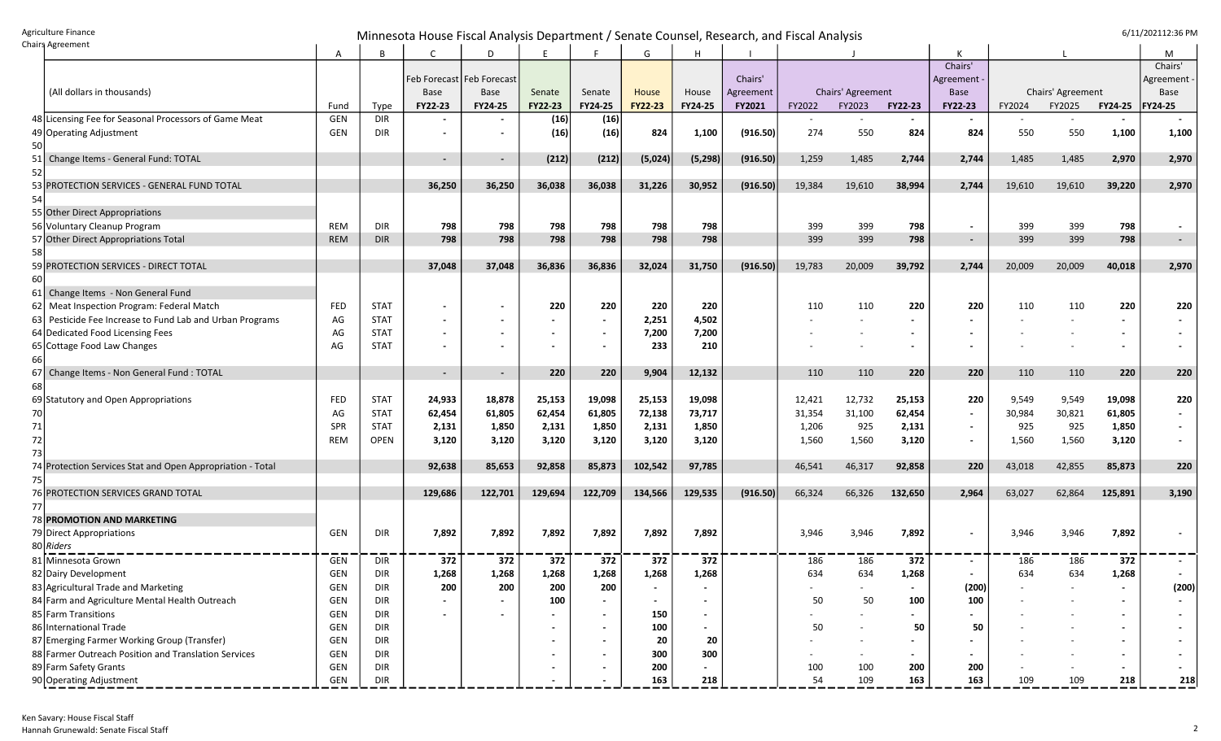| | (All dollars in thousands) | Fund | Type | C<br>Feb Forecast Base<br>FY22-23 | D<br>Feb Forecast Base<br>FY24-25 | E<br>Senate<br>FY22-23 | F<br>Senate<br>FY24-25 | G<br>House<br>FY22-23 | H<br>House<br>FY24-25 | I<br>Chairs' Agreement<br>FY2021 | J<br>Chairs' Agreement<br>FY2022 | <br><br>FY2023 | <br><br>FY22-23 | K<br>Chairs' Agreement - Base<br>FY22-23 | L<br>Chairs' Agreement<br>FY2024 | <br><br>FY2025 | <br><br>FY24-25 | M<br>Chairs' Agreement - Base<br>FY24-25 |
|---|---|---|---|---|---|---|---|---|---|---|---|---|---|---|---|---|---|---|
| 48 | Licensing Fee for Seasonal Processors of Game Meat | GEN | DIR | - | - | (16) | (16) | | | | - | - | - | - | - | - | - | - |
| 49 | Operating Adjustment | GEN | DIR | - | - | (16) | (16) | 824 | 1,100 | (916.50) | 274 | 550 | 824 | 824 | 550 | 550 | 1,100 | 1,100 |
| 50 | | | | | | | | | | | | | | | | | | |
| 51 | Change Items - General Fund: TOTAL | | | - | - | (212) | (212) | (5,024) | (5,298) | (916.50) | 1,259 | 1,485 | 2,744 | 2,744 | 1,485 | 1,485 | 2,970 | 2,970 |
| 52 | | | | | | | | | | | | | | | | | | |
| 53 | PROTECTION SERVICES - GENERAL FUND TOTAL | | | 36,250 | 36,250 | 36,038 | 36,038 | 31,226 | 30,952 | (916.50) | 19,384 | 19,610 | 38,994 | 2,744 | 19,610 | 19,610 | 39,220 | 2,970 |
| 54 | | | | | | | | | | | | | | | | | | |
| 55 | Other Direct Appropriations | | | | | | | | | | | | | | | | | |
| 56 | Voluntary Cleanup Program | REM | DIR | 798 | 798 | 798 | 798 | 798 | 798 | | 399 | 399 | 798 | - | 399 | 399 | 798 | - |
| 57 | Other Direct Appropriations Total | REM | DIR | 798 | 798 | 798 | 798 | 798 | 798 | | 399 | 399 | 798 | - | 399 | 399 | 798 | - |
| 58 | | | | | | | | | | | | | | | | | | |
| 59 | PROTECTION SERVICES - DIRECT TOTAL | | | 37,048 | 37,048 | 36,836 | 36,836 | 32,024 | 31,750 | (916.50) | 19,783 | 20,009 | 39,792 | 2,744 | 20,009 | 20,009 | 40,018 | 2,970 |
| 60 | | | | | | | | | | | | | | | | | | |
| 61 | Change Items - Non General Fund | | | | | | | | | | | | | | | | | |
| 62 | Meat Inspection Program: Federal Match | FED | STAT | - | - | 220 | 220 | 220 | 220 | | 110 | 110 | 220 | 220 | 110 | 110 | 220 | 220 |
| 63 | Pesticide Fee Increase to Fund Lab and Urban Programs | AG | STAT | - | - | - | - | 2,251 | 4,502 | | - | - | - | - | - | - | - | - |
| 64 | Dedicated Food Licensing Fees | AG | STAT | - | - | - | - | 7,200 | 7,200 | | - | - | - | - | - | - | - | - |
| 65 | Cottage Food Law Changes | AG | STAT | - | - | - | - | 233 | 210 | | - | - | - | - | - | - | - | - |
| 66 | | | | | | | | | | | | | | | | | | |
| 67 | Change Items - Non General Fund : TOTAL | | | - | - | 220 | 220 | 9,904 | 12,132 | | 110 | 110 | 220 | 220 | 110 | 110 | 220 | 220 |
| 68 | | | | | | | | | | | | | | | | | | |
| 69 | Statutory and Open Appropriations | FED | STAT | 24,933 | 18,878 | 25,153 | 19,098 | 25,153 | 19,098 | | 12,421 | 12,732 | 25,153 | 220 | 9,549 | 9,549 | 19,098 | 220 |
| 70 | | AG | STAT | 62,454 | 61,805 | 62,454 | 61,805 | 72,138 | 73,717 | | 31,354 | 31,100 | 62,454 | - | 30,984 | 30,821 | 61,805 | - |
| 71 | | SPR | STAT | 2,131 | 1,850 | 2,131 | 1,850 | 2,131 | 1,850 | | 1,206 | 925 | 2,131 | - | 925 | 925 | 1,850 | - |
| 72 | | REM | OPEN | 3,120 | 3,120 | 3,120 | 3,120 | 3,120 | 3,120 | | 1,560 | 1,560 | 3,120 | - | 1,560 | 1,560 | 3,120 | - |
| 73 | | | | | | | | | | | | | | | | | | |
| 74 | Protection Services Stat and Open Appropriation - Total | | | 92,638 | 85,653 | 92,858 | 85,873 | 102,542 | 97,785 | | 46,541 | 46,317 | 92,858 | 220 | 43,018 | 42,855 | 85,873 | 220 |
| 75 | | | | | | | | | | | | | | | | | | |
| 76 | PROTECTION SERVICES GRAND TOTAL | | | 129,686 | 122,701 | 129,694 | 122,709 | 134,566 | 129,535 | (916.50) | 66,324 | 66,326 | 132,650 | 2,964 | 63,027 | 62,864 | 125,891 | 3,190 |
| 77 | | | | | | | | | | | | | | | | | | |
| 78 | **PROMOTION AND MARKETING** | | | | | | | | | | | | | | | | | |
| 79 | Direct Appropriations | GEN | DIR | 7,892 | 7,892 | 7,892 | 7,892 | 7,892 | 7,892 | | 3,946 | 3,946 | 7,892 | - | 3,946 | 3,946 | 7,892 | - |
| 80 | *Riders* | | | | | | | | | | | | | | | | | |
| 81 | Minnesota Grown | GEN | DIR | 372 | 372 | 372 | 372 | 372 | 372 | | 186 | 186 | 372 | - | 186 | 186 | 372 | - |
| 82 | Dairy Development | GEN | DIR | 1,268 | 1,268 | 1,268 | 1,268 | 1,268 | 1,268 | | 634 | 634 | 1,268 | - | 634 | 634 | 1,268 | - |
| 83 | Agricultural Trade and Marketing | GEN | DIR | 200 | 200 | 200 | 200 | - | - | | - | - | - | (200) | - | - | - | (200) |
| 84 | Farm and Agriculture Mental Health Outreach | GEN | DIR | - | - | 100 | - | - | - | | 50 | 50 | 100 | 100 | - | - | - | - |
| 85 | Farm Transitions | GEN | DIR | - | - | - | - | 150 | - | | - | - | - | - | - | - | - | - |
| 86 | International Trade | GEN | DIR | | | - | - | 100 | - | | 50 | - | 50 | 50 | - | - | - | - |
| 87 | Emerging Farmer Working Group (Transfer) | GEN | DIR | | | - | - | 20 | 20 | | - | - | - | - | - | - | - | - |
| 88 | Farmer Outreach Position and Translation Services | GEN | DIR | | | - | - | 300 | 300 | | - | - | - | - | - | - | - | - |
| 89 | Farm Safety Grants | GEN | DIR | | | - | - | 200 | - | | 100 | 100 | 200 | 200 | - | - | - | - |
| 90 | Operating Adjustment | GEN | DIR | | | - | - | 163 | 218 | | 54 | 109 | 163 | 163 | 109 | 109 | 218 | 218 |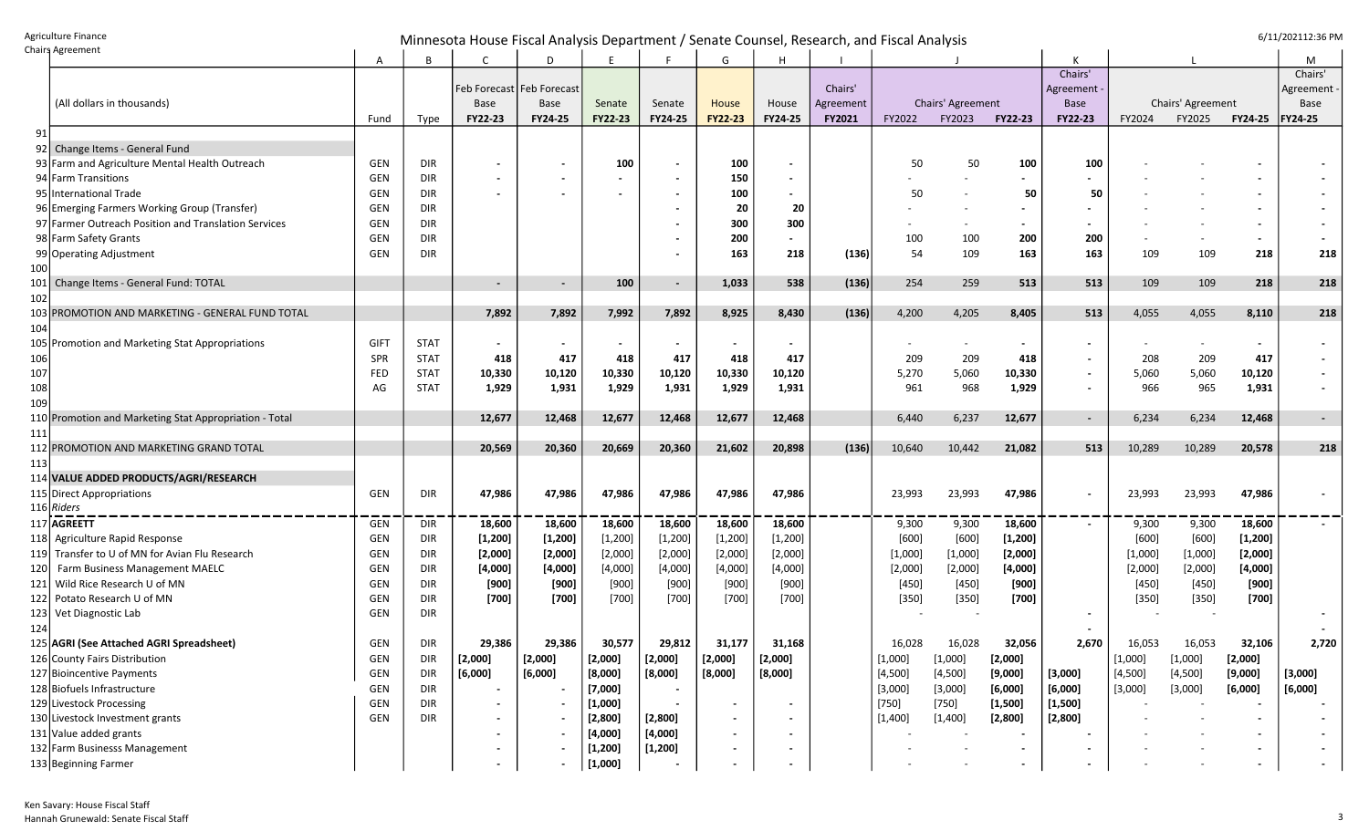Agriculture Finance
Chairs Agreement

# Minnesota House Fiscal Analysis Department / Senate Counsel, Research, and Fiscal Analysis

6/11/2021 12:36 PM

| | A | B | C | D | E | F | G | H | I | J | | | K | L | | | M |
|---|---|---|---|---|---|---|---|---|---|---|---|---|---|---|---|---|---|
| (All dollars in thousands) | Fund | Type | Feb Forecast Base FY22-23 | Feb Forecast Base FY24-25 | Senate FY22-23 | Senate FY24-25 | House FY22-23 | House FY24-25 | Chairs' Agreement FY2021 | Chairs' Agreement FY2022 | FY2023 | FY22-23 | Chairs' Agreement - Base FY22-23 | Chairs' Agreement FY2024 | FY2025 | FY24-25 | Chairs' Agreement - Base FY24-25 |
| 91 | | | | | | | | | | | | | | | | | |
| 92 Change Items - General Fund | | | | | | | | | | | | | | | | | |
| 93 Farm and Agriculture Mental Health Outreach | GEN | DIR | - | - | 100 | - | 100 | - | | 50 | 50 | 100 | 100 | - | - | - | - |
| 94 Farm Transitions | GEN | DIR | - | - | - | - | 150 | - | | - | - | - | - | - | - | - | - |
| 95 International Trade | GEN | DIR | - | - | - | - | 100 | - | | 50 | - | 50 | 50 | - | - | - | - |
| 96 Emerging Farmers Working Group (Transfer) | GEN | DIR | | | | - | 20 | 20 | | - | - | - | - | - | - | - | - |
| 97 Farmer Outreach Position and Translation Services | GEN | DIR | | | | - | 300 | 300 | | - | - | - | - | - | - | - | - |
| 98 Farm Safety Grants | GEN | DIR | | | | - | 200 | - | | 100 | 100 | 200 | 200 | - | - | - | - |
| 99 Operating Adjustment | GEN | DIR | | | | - | 163 | 218 | (136) | 54 | 109 | 163 | 163 | 109 | 109 | 218 | 218 |
| 100 | | | | | | | | | | | | | | | | | |
| 101 Change Items - General Fund: TOTAL | | | - | - | 100 | - | 1,033 | 538 | (136) | 254 | 259 | 513 | 513 | 109 | 109 | 218 | 218 |
| 102 | | | | | | | | | | | | | | | | | |
| 103 PROMOTION AND MARKETING - GENERAL FUND TOTAL | | | 7,892 | 7,892 | 7,992 | 7,892 | 8,925 | 8,430 | (136) | 4,200 | 4,205 | 8,405 | 513 | 4,055 | 4,055 | 8,110 | 218 |
| 104 | | | | | | | | | | | | | | | | | |
| 105 Promotion and Marketing Stat Appropriations | GIFT | STAT | - | - | - | - | - | - | | - | - | - | - | - | - | - | - |
| 106 | SPR | STAT | 418 | 417 | 418 | 417 | 418 | 417 | | 209 | 209 | 418 | - | 208 | 209 | 417 | - |
| 107 | FED | STAT | 10,330 | 10,120 | 10,330 | 10,120 | 10,330 | 10,120 | | 5,270 | 5,060 | 10,330 | - | 5,060 | 5,060 | 10,120 | - |
| 108 | AG | STAT | 1,929 | 1,931 | 1,929 | 1,931 | 1,929 | 1,931 | | 961 | 968 | 1,929 | - | 966 | 965 | 1,931 | - |
| 109 | | | | | | | | | | | | | | | | | |
| 110 Promotion and Marketing Stat Appropriation - Total | | | 12,677 | 12,468 | 12,677 | 12,468 | 12,677 | 12,468 | | 6,440 | 6,237 | 12,677 | - | 6,234 | 6,234 | 12,468 | - |
| 111 | | | | | | | | | | | | | | | | | |
| 112 PROMOTION AND MARKETING GRAND TOTAL | | | 20,569 | 20,360 | 20,669 | 20,360 | 21,602 | 20,898 | (136) | 10,640 | 10,442 | 21,082 | 513 | 10,289 | 10,289 | 20,578 | 218 |
| 113 | | | | | | | | | | | | | | | | | |
| 114 **VALUE ADDED PRODUCTS/AGRI/RESEARCH** | | | | | | | | | | | | | | | | | |
| 115 Direct Appropriations | GEN | DIR | 47,986 | 47,986 | 47,986 | 47,986 | 47,986 | 47,986 | | 23,993 | 23,993 | 47,986 | - | 23,993 | 23,993 | 47,986 | - |
| 116 *Riders* | | | | | | | | | | | | | | | | | |
| 117 **AGREETT** | GEN | DIR | 18,600 | 18,600 | 18,600 | 18,600 | 18,600 | 18,600 | | 9,300 | 9,300 | 18,600 | - | 9,300 | 9,300 | 18,600 | - |
| 118 Agriculture Rapid Response | GEN | DIR | [1,200] | [1,200] | [1,200] | [1,200] | [1,200] | [1,200] | | [600] | [600] | [1,200] | | [600] | [600] | [1,200] | |
| 119 Transfer to U of MN for Avian Flu Research | GEN | DIR | [2,000] | [2,000] | [2,000] | [2,000] | [2,000] | [2,000] | | [1,000] | [1,000] | [2,000] | | [1,000] | [1,000] | [2,000] | |
| 120 Farm Business Management MAELC | GEN | DIR | [4,000] | [4,000] | [4,000] | [4,000] | [4,000] | [4,000] | | [2,000] | [2,000] | [4,000] | | [2,000] | [2,000] | [4,000] | |
| 121 Wild Rice Research U of MN | GEN | DIR | [900] | [900] | [900] | [900] | [900] | [900] | | [450] | [450] | [900] | | [450] | [450] | [900] | |
| 122 Potato Research U of MN | GEN | DIR | [700] | [700] | [700] | [700] | [700] | [700] | | [350] | [350] | [700] | | [350] | [350] | [700] | |
| 123 Vet Diagnostic Lab | GEN | DIR | | | | | | | | - | - | | - | | | | - |
| 124 | | | | | | | | | | | | | - | | | | |
| 125 **AGRI (See Attached AGRI Spreadsheet)** | GEN | DIR | 29,386 | 29,386 | 30,577 | 29,812 | 31,177 | 31,168 | | 16,028 | 16,028 | 32,056 | 2,670 | 16,053 | 16,053 | 32,106 | 2,720 |
| 126 County Fairs Distribution | GEN | DIR | [2,000] | [2,000] | [2,000] | [2,000] | [2,000] | [2,000] | | [1,000] | [1,000] | [2,000] | | [1,000] | [1,000] | [2,000] | |
| 127 Bioincentive Payments | GEN | DIR | [6,000] | [6,000] | [8,000] | [8,000] | [8,000] | [8,000] | | [4,500] | [4,500] | [9,000] | [3,000] | [4,500] | [4,500] | [9,000] | [3,000] |
| 128 Biofuels Infrastructure | GEN | DIR | - | - | [7,000] | - | | | | [3,000] | [3,000] | [6,000] | [6,000] | [3,000] | [3,000] | [6,000] | [6,000] |
| 129 Livestock Processing | GEN | DIR | - | - | [1,000] | - | - | - | | [750] | [750] | [1,500] | [1,500] | - | - | - | - |
| 130 Livestock Investment grants | GEN | DIR | - | - | [2,800] | [2,800] | - | - | | [1,400] | [1,400] | [2,800] | [2,800] | - | - | - | - |
| 131 Value added grants | | | - | - | [4,000] | [4,000] | - | - | | - | - | - | - | - | - | - | - |
| 132 Farm Businesss Management | | | - | - | [1,200] | [1,200] | - | - | | - | - | - | - | - | - | - | - |
| 133 Beginning Farmer | | | - | - | [1,000] | - | - | - | | - | - | - | - | - | - | - | - |

Ken Savary: House Fiscal Staff
Hannah Grunewald: Senate Fiscal Staff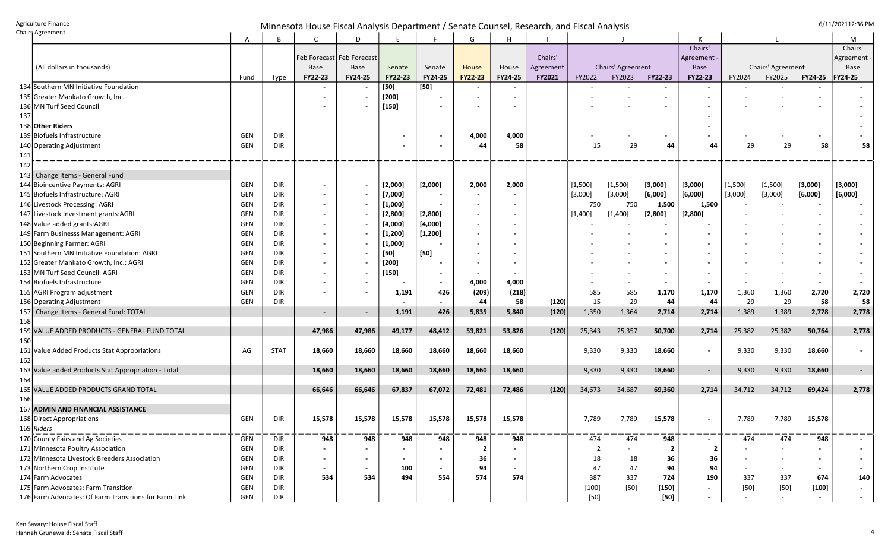Agriculture Finance
Chairs Agreement

# Minnesota House Fiscal Analysis Department / Senate Counsel, Research, and Fiscal Analysis

6/11/2021 12:36 PM

| | | A | B | C | D | E | F | G | H | I | J | | | K | L | | | M |
|---|---|---|---|---|---|---|---|---|---|---|---|---|---|---|---|---|---|---|
| | (All dollars in thousands) | Fund | Type | Feb Forecast Base FY22-23 | Feb Forecast Base FY24-25 | Senate FY22-23 | Senate FY24-25 | House FY22-23 | House FY24-25 | Chairs' Agreement FY2021 | Chairs' Agreement FY2022 | FY2023 | FY22-23 | Chairs' Agreement - Base FY22-23 | Chairs' Agreement FY2024 | FY2025 | FY24-25 | Chairs' Agreement - Base FY24-25 |
| 134 | Southern MN Initiative Foundation | | | - | - | [50] | [50] | - | - | | - | - | - | - | - | - | - | - |
| 135 | Greater Mankato Growth, Inc. | | | - | - | [200] | - | - | - | | - | - | - | - | - | - | - | - |
| 136 | MN Turf Seed Council | | | - | - | [150] | - | - | - | | - | - | - | - | - | - | - | - |
| 137 | | | | | | | | | | | | | | - | | | | - |
| 138 | **Other Riders** | | | | | | | | | | | | | - | | | | - |
| 139 | Biofuels Infrastructure | GEN | DIR | | | - | - | 4,000 | 4,000 | | - | - | - | - | - | - | - | - |
| 140 | Operating Adjustment | GEN | DIR | | | - | - | 44 | 58 | | 15 | 29 | 44 | 44 | 29 | 29 | 58 | 58 |
| 141 | | | | | | | | | | | | | | | | | | |
| 142 | | | | | | | | | | | | | | | | | | |
| 143 | Change Items - General Fund | | | | | | | | | | | | | | | | | |
| 144 | Bioincentive Payments: AGRI | GEN | DIR | - | - | [2,000] | [2,000] | 2,000 | 2,000 | | [1,500] | [1,500] | [3,000] | [3,000] | [1,500] | [1,500] | [3,000] | [3,000] |
| 145 | Biofuels Infrastructure: AGRI | GEN | DIR | - | - | [7,000] | - | - | - | | [3,000] | [3,000] | [6,000] | [6,000] | [3,000] | [3,000] | [6,000] | [6,000] |
| 146 | Livestock Processing: AGRI | GEN | DIR | - | - | [1,000] | - | - | - | | 750 | 750 | 1,500 | 1,500 | - | - | - | - |
| 147 | Livestock Investment grants:AGRI | GEN | DIR | - | - | [2,800] | [2,800] | - | - | | [1,400] | [1,400] | [2,800] | [2,800] | - | - | - | - |
| 148 | Value added grants:AGRI | GEN | DIR | - | - | [4,000] | [4,000] | - | - | | - | - | - | - | - | - | - | - |
| 149 | Farm Businesss Management: AGRI | GEN | DIR | - | - | [1,200] | [1,200] | - | - | | - | - | - | - | - | - | - | - |
| 150 | Beginning Farmer: AGRI | GEN | DIR | - | - | [1,000] | - | - | - | | - | - | - | - | - | - | - | - |
| 151 | Southern MN Initiative Foundation: AGRI | GEN | DIR | - | - | [50] | [50] | - | - | | - | - | - | - | - | - | - | - |
| 152 | Greater Mankato Growth, Inc.: AGRI | GEN | DIR | - | - | [200] | - | - | - | | - | - | - | - | - | - | - | - |
| 153 | MN Turf Seed Council: AGRI | GEN | DIR | - | - | [150] | - | - | - | | - | - | - | - | - | - | - | - |
| 154 | Biofuels Infrastructure | GEN | DIR | - | - | - | - | 4,000 | 4,000 | | - | - | - | - | - | - | - | - |
| 155 | AGRI Program adjustment | GEN | DIR | - | - | 1,191 | 426 | (209) | (218) | | 585 | 585 | 1,170 | 1,170 | 1,360 | 1,360 | 2,720 | 2,720 |
| 156 | Operating Adjustment | GEN | DIR | | | - | - | 44 | 58 | (120) | 15 | 29 | 44 | 44 | 29 | 29 | 58 | 58 |
| 157 | Change Items - General Fund: TOTAL | | | - | - | 1,191 | 426 | 5,835 | 5,840 | (120) | 1,350 | 1,364 | 2,714 | 2,714 | 1,389 | 1,389 | 2,778 | 2,778 |
| 158 | | | | | | | | | | | | | | | | | | |
| 159 | VALUE ADDED PRODUCTS - GENERAL FUND TOTAL | | | 47,986 | 47,986 | 49,177 | 48,412 | 53,821 | 53,826 | (120) | 25,343 | 25,357 | 50,700 | 2,714 | 25,382 | 25,382 | 50,764 | 2,778 |
| 160 | | | | | | | | | | | | | | | | | | |
| 161 | Value Added Products Stat Appropriations | AG | STAT | 18,660 | 18,660 | 18,660 | 18,660 | 18,660 | 18,660 | | 9,330 | 9,330 | 18,660 | - | 9,330 | 9,330 | 18,660 | - |
| 162 | | | | | | | | | | | | | | | | | | |
| 163 | Value added Products Stat Appropriation - Total | | | 18,660 | 18,660 | 18,660 | 18,660 | 18,660 | 18,660 | | 9,330 | 9,330 | 18,660 | - | 9,330 | 9,330 | 18,660 | - |
| 164 | | | | | | | | | | | | | | | | | | |
| 165 | VALUE ADDED PRODUCTS GRAND TOTAL | | | 66,646 | 66,646 | 67,837 | 67,072 | 72,481 | 72,486 | (120) | 34,673 | 34,687 | 69,360 | 2,714 | 34,712 | 34,712 | 69,424 | 2,778 |
| 166 | | | | | | | | | | | | | | | | | | |
| 167 | **ADMIN AND FINANCIAL ASSISTANCE** | | | | | | | | | | | | | | | | | |
| 168 | Direct Appropriations | GEN | DIR | 15,578 | 15,578 | 15,578 | 15,578 | 15,578 | 15,578 | | 7,789 | 7,789 | 15,578 | - | 7,789 | 7,789 | 15,578 | |
| 169 | *Riders* | | | | | | | | | | | | | | | | | |
| 170 | County Fairs and Ag Societies | GEN | DIR | 948 | 948 | 948 | 948 | 948 | 948 | | 474 | 474 | 948 | - | 474 | 474 | 948 | - |
| 171 | Minnesota Poultry Association | GEN | DIR | - | - | - | - | 2 | - | | 2 | - | 2 | 2 | - | - | - | - |
| 172 | Minnesota Livestock Breeders Association | GEN | DIR | - | - | - | - | 36 | - | | 18 | 18 | 36 | 36 | - | - | - | - |
| 173 | Northern Crop Institute | GEN | DIR | - | - | 100 | - | 94 | - | | 47 | 47 | 94 | 94 | - | - | - | - |
| 174 | Farm Advocates | GEN | DIR | 534 | 534 | 494 | 554 | 574 | 574 | | 387 | 337 | 724 | 190 | 337 | 337 | 674 | 140 |
| 175 | Farm Advocates: Farm Transition | GEN | DIR | | | | | | | | [100] | [50] | [150] | - | [50] | [50] | [100] | - |
| 176 | Farm Advocates: Of Farm Transitions for Farm Link | GEN | DIR | | | | | | | | [50] | | [50] | - | - | - | - | - |

Ken Savary: House Fiscal Staff
Hannah Grunewald: Senate Fiscal Staff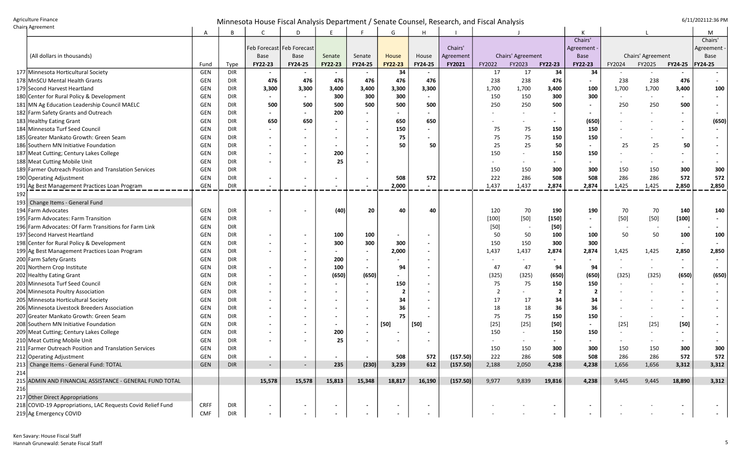Agriculture Finance
Chairs Agreement

## Minnesota House Fiscal Analysis Department / Senate Counsel, Research, and Fiscal Analysis

6/11/2021 12:36 PM

| | (All dollars in thousands) | Fund | Type | Feb Forecast Base FY22-23 | Feb Forecast Base FY24-25 | Senate FY22-23 | Senate FY24-25 | House FY22-23 | House FY24-25 | Chairs' Agreement FY2021 | Chairs' Agreement FY2022 | Chairs' Agreement FY2023 | Chairs' Agreement FY22-23 | Chairs' Agreement - Base FY22-23 | Chairs' Agreement FY2024 | Chairs' Agreement FY2025 | Chairs' Agreement FY24-25 | Chairs' Agreement - Base FY24-25 |
|---|---|---|---|---|---|---|---|---|---|---|---|---|---|---|---|---|---|---|
| | | A | B | C | D | E | F | G | H | I | J | | | K | L | | | M |
| 177 | Minnesota Horticultural Society | GEN | DIR | - | - | - | - | 34 | - | | 17 | 17 | 34 | 34 | - | - | - | - |
| 178 | MnSCU Mental Health Grants | GEN | DIR | 476 | 476 | 476 | 476 | 476 | 476 | | 238 | 238 | 476 | - | 238 | 238 | 476 | - |
| 179 | Second Harvest Heartland | GEN | DIR | 3,300 | 3,300 | 3,400 | 3,400 | 3,300 | 3,300 | | 1,700 | 1,700 | 3,400 | 100 | 1,700 | 1,700 | 3,400 | 100 |
| 180 | Center for Rural Policy & Development | GEN | DIR | - | - | 300 | 300 | 300 | - | | 150 | 150 | 300 | 300 | - | - | - | - |
| 181 | MN Ag Education Leadership Council MAELC | GEN | DIR | 500 | 500 | 500 | 500 | 500 | 500 | | 250 | 250 | 500 | - | 250 | 250 | 500 | - |
| 182 | Farm Safety Grants and Outreach | GEN | DIR | - | - | 200 | - | - | - | | - | - | - | - | - | - | - | - |
| 183 | Healthy Eating Grant | GEN | DIR | 650 | 650 | - | - | 650 | 650 | | - | - | - | (650) | - | - | - | (650) |
| 184 | Minnesota Turf Seed Council | GEN | DIR | - | - | - | - | 150 | - | | 75 | 75 | 150 | 150 | - | - | - | - |
| 185 | Greater Mankato Growth: Green Seam | GEN | DIR | - | - | - | - | 75 | - | | 75 | 75 | 150 | 150 | - | - | - | - |
| 186 | Southern MN Initiative Foundation | GEN | DIR | - | - | - | - | 50 | 50 | | 25 | 25 | 50 | - | 25 | 25 | 50 | - |
| 187 | Meat Cutting; Century Lakes College | GEN | DIR | - | - | 200 | - | | | | 150 | - | 150 | 150 | - | - | - | - |
| 188 | Meat Cutting Mobile Unit | GEN | DIR | - | - | 25 | - | | | | - | - | - | - | - | - | - | - |
| 189 | Farmer Outreach Position and Translation Services | GEN | DIR | | | | | | | | 150 | 150 | 300 | 300 | 150 | 150 | 300 | 300 |
| 190 | Operating Adjustment | GEN | DIR | - | - | - | - | 508 | 572 | | 222 | 286 | 508 | 508 | 286 | 286 | 572 | 572 |
| 191 | Ag Best Management Practices Loan Program | GEN | DIR | - | - | - | - | 2,000 | - | | 1,437 | 1,437 | 2,874 | 2,874 | 1,425 | 1,425 | 2,850 | 2,850 |
| 192 | | | | | | | | | | | | | | | | | | |
| 193 | Change Items - General Fund | | | | | | | | | | | | | | | | | |
| 194 | Farm Advocates | GEN | DIR | - | - | (40) | 20 | 40 | 40 | | 120 | 70 | 190 | 190 | 70 | 70 | 140 | 140 |
| 195 | Farm Advocates: Farm Transition | GEN | DIR | | | | | | | | [100] | [50] | [150] | - | [50] | [50] | [100] | - |
| 196 | Farm Advocates: Of Farm Transitions for Farm Link | GEN | DIR | | | | | | | | [50] | - | [50] | - | - | - | - | - |
| 197 | Second Harvest Heartland | GEN | DIR | - | - | 100 | 100 | - | - | | 50 | 50 | 100 | 100 | 50 | 50 | 100 | 100 |
| 198 | Center for Rural Policy & Development | GEN | DIR | - | - | 300 | 300 | 300 | - | | 150 | 150 | 300 | 300 | - | - | - | - |
| 199 | Ag Best Management Practices Loan Program | GEN | DIR | - | - | - | - | 2,000 | - | | 1,437 | 1,437 | 2,874 | 2,874 | 1,425 | 1,425 | 2,850 | 2,850 |
| 200 | Farm Safety Grants | GEN | DIR | | | 200 | - | - | - | | - | - | - | - | - | - | - | - |
| 201 | Northern Crop Institute | GEN | DIR | - | - | 100 | - | 94 | - | | 47 | 47 | 94 | 94 | - | - | - | - |
| 202 | Healthy Eating Grant | GEN | DIR | - | - | (650) | (650) | - | - | | (325) | (325) | (650) | (650) | (325) | (325) | (650) | (650) |
| 203 | Minnesota Turf Seed Council | GEN | DIR | - | - | - | - | 150 | - | | 75 | 75 | 150 | 150 | - | - | - | - |
| 204 | Minnesota Poultry Association | GEN | DIR | - | - | - | - | 2 | - | | 2 | - | 2 | 2 | - | - | - | - |
| 205 | Minnesota Horticultural Society | GEN | DIR | - | - | - | - | 34 | - | | 17 | 17 | 34 | 34 | - | - | - | - |
| 206 | Minnesota Livestock Breeders Association | GEN | DIR | - | - | - | - | 36 | - | | 18 | 18 | 36 | 36 | - | - | - | - |
| 207 | Greater Mankato Growth: Green Seam | GEN | DIR | - | - | - | - | 75 | - | | 75 | 75 | 150 | 150 | - | - | - | - |
| 208 | Southern MN Initiative Foundation | GEN | DIR | - | - | - | - | [50] | [50] | | [25] | [25] | [50] | - | [25] | [25] | [50] | - |
| 209 | Meat Cutting; Century Lakes College | GEN | DIR | - | - | 200 | - | - | - | | 150 | - | 150 | 150 | - | - | - | - |
| 210 | Meat Cutting Mobile Unit | GEN | DIR | - | - | 25 | - | - | - | | - | - | - | - | - | - | - | - |
| 211 | Farmer Outreach Position and Translation Services | GEN | DIR | | | | | | | | 150 | 150 | 300 | 300 | 150 | 150 | 300 | 300 |
| 212 | Operating Adjustment | GEN | DIR | - | - | - | - | 508 | 572 | (157.50) | 222 | 286 | 508 | 508 | 286 | 286 | 572 | 572 |
| 213 | Change Items - General Fund: TOTAL | GEN | DIR | - | - | 235 | (230) | 3,239 | 612 | (157.50) | 2,188 | 2,050 | 4,238 | 4,238 | 1,656 | 1,656 | 3,312 | 3,312 |
| 214 | | | | | | | | | | | | | | | | | | |
| 215 | ADMIN AND FINANCIAL ASSISTANCE - GENERAL FUND TOTAL | | | 15,578 | 15,578 | 15,813 | 15,348 | 18,817 | 16,190 | (157.50) | 9,977 | 9,839 | 19,816 | 4,238 | 9,445 | 9,445 | 18,890 | 3,312 |
| 216 | | | | | | | | | | | | | | | | | | |
| 217 | Other Direct Appropriations | | | | | | | | | | | | | | | | | |
| 218 | COVID-19 Appropriations, LAC Requests Covid Relief Fund | CRFF | DIR | - | - | - | - | - | - | | - | - | - | - | - | - | - | - |
| 219 | Ag Emergency COVID | CMF | DIR | - | - | - | - | - | - | | - | - | - | - | - | - | - | - |

Ken Savary: House Fiscal Staff
Hannah Grunewald: Senate Fiscal Staff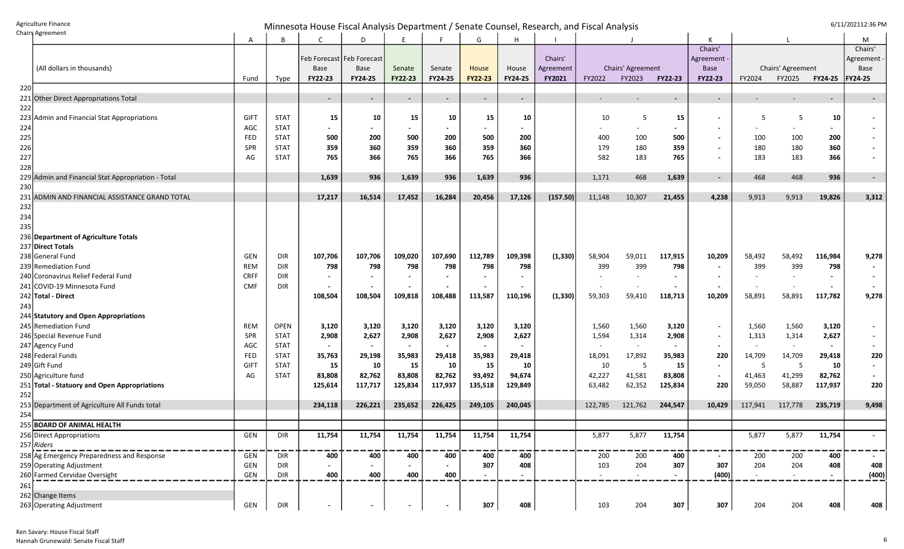Agriculture Finance
Chairs Agreement

# Minnesota House Fiscal Analysis Department / Senate Counsel, Research, and Fiscal Analysis

6/11/2021 12:36 PM

| | | A | B | C | D | E | F | G | H | I | J | | | K | L | | | M |
|---|---|---|---|---|---|---|---|---|---|---|---|---|---|---|---|---|---|---|
| | (All dollars in thousands) | Fund | Type | Feb Forecast Base FY22-23 | Feb Forecast Base FY24-25 | Senate FY22-23 | Senate FY24-25 | House FY22-23 | House FY24-25 | Chairs' Agreement FY2021 | Chairs' Agreement FY2022 | FY2023 | FY22-23 | Chairs' Agreement - Base FY22-23 | Chairs' Agreement FY2024 | FY2025 | FY24-25 | Chairs' Agreement - Base FY24-25 |
| 220 | | | | | | | | | | | | | | | | | | |
| 221 | Other Direct Appropriations Total | | | - | - | - | - | - | - | | - | - | - | - | - | - | - | - |
| 222 | | | | | | | | | | | | | | | | | | |
| 223 | Admin and Financial Stat Appropriations | GIFT | STAT | 15 | 10 | 15 | 10 | 15 | 10 | | 10 | 5 | 15 | - | 5 | 5 | 10 | - |
| 224 | | AGC | STAT | - | - | - | - | - | - | | - | - | - | - | - | - | - | - |
| 225 | | FED | STAT | 500 | 200 | 500 | 200 | 500 | 200 | | 400 | 100 | 500 | - | 100 | 100 | 200 | - |
| 226 | | SPR | STAT | 359 | 360 | 359 | 360 | 359 | 360 | | 179 | 180 | 359 | - | 180 | 180 | 360 | - |
| 227 | | AG | STAT | 765 | 366 | 765 | 366 | 765 | 366 | | 582 | 183 | 765 | - | 183 | 183 | 366 | - |
| 228 | | | | | | | | | | | | | | | | | | |
| 229 | Admin and Financial Stat Appropriation - Total | | | 1,639 | 936 | 1,639 | 936 | 1,639 | 936 | | 1,171 | 468 | 1,639 | - | 468 | 468 | 936 | - |
| 230 | | | | | | | | | | | | | | | | | | |
| 231 | ADMIN AND FINANCIAL ASSISTANCE GRAND TOTAL | | | 17,217 | 16,514 | 17,452 | 16,284 | 20,456 | 17,126 | (157.50) | 11,148 | 10,307 | 21,455 | 4,238 | 9,913 | 9,913 | 19,826 | 3,312 |
| 232 | | | | | | | | | | | | | | | | | | |
| 234 | | | | | | | | | | | | | | | | | | |
| 235 | | | | | | | | | | | | | | | | | | |
| 236 | **Department of Agriculture Totals** | | | | | | | | | | | | | | | | | |
| 237 | **Direct Totals** | | | | | | | | | | | | | | | | | |
| 238 | General Fund | GEN | DIR | 107,706 | 107,706 | 109,020 | 107,690 | 112,789 | 109,398 | (1,330) | 58,904 | 59,011 | 117,915 | 10,209 | 58,492 | 58,492 | 116,984 | 9,278 |
| 239 | Remediation Fund | REM | DIR | 798 | 798 | 798 | 798 | 798 | 798 | | 399 | 399 | 798 | - | 399 | 399 | 798 | - |
| 240 | Coronavirus Relief Federal Fund | CRFF | DIR | - | - | - | - | - | - | | - | - | - | - | - | - | - | - |
| 241 | COVID-19 Minnesota Fund | CMF | DIR | - | - | - | - | - | - | | - | - | - | - | - | - | - | - |
| 242 | **Total - Direct** | | | 108,504 | 108,504 | 109,818 | 108,488 | 113,587 | 110,196 | (1,330) | 59,303 | 59,410 | 118,713 | 10,209 | 58,891 | 58,891 | 117,782 | 9,278 |
| 243 | | | | | | | | | | | | | | | | | | |
| 244 | **Statutory and Open Appropriations** | | | | | | | | | | | | | | | | | |
| 245 | Remediation Fund | REM | OPEN | 3,120 | 3,120 | 3,120 | 3,120 | 3,120 | 3,120 | | 1,560 | 1,560 | 3,120 | - | 1,560 | 1,560 | 3,120 | - |
| 246 | Special Revenue Fund | SPR | STAT | 2,908 | 2,627 | 2,908 | 2,627 | 2,908 | 2,627 | | 1,594 | 1,314 | 2,908 | - | 1,313 | 1,314 | 2,627 | - |
| 247 | Agency Fund | AGC | STAT | - | - | - | - | - | - | | - | - | - | - | - | - | - | - |
| 248 | Federal Funds | FED | STAT | 35,763 | 29,198 | 35,983 | 29,418 | 35,983 | 29,418 | | 18,091 | 17,892 | 35,983 | 220 | 14,709 | 14,709 | 29,418 | 220 |
| 249 | Gift Fund | GIFT | STAT | 15 | 10 | 15 | 10 | 15 | 10 | | 10 | 5 | 15 | - | 5 | 5 | 10 | - |
| 250 | Agriculture fund | AG | STAT | 83,808 | 82,762 | 83,808 | 82,762 | 93,492 | 94,674 | | 42,227 | 41,581 | 83,808 | - | 41,463 | 41,299 | 82,762 | - |
| 251 | **Total - Statuory and Open Appropriations** | | | 125,614 | 117,717 | 125,834 | 117,937 | 135,518 | 129,849 | | 63,482 | 62,352 | 125,834 | 220 | 59,050 | 58,887 | 117,937 | 220 |
| 252 | | | | | | | | | | | | | | | | | | |
| 253 | Department of Agriculture All Funds total | | | 234,118 | 226,221 | 235,652 | 226,425 | 249,105 | 240,045 | | 122,785 | 121,762 | 244,547 | 10,429 | 117,941 | 117,778 | 235,719 | 9,498 |
| 254 | | | | | | | | | | | | | | | | | | |
| 255 | **BOARD OF ANIMAL HEALTH** | | | | | | | | | | | | | | | | | |
| 256 | Direct Appropriations | GEN | DIR | 11,754 | 11,754 | 11,754 | 11,754 | 11,754 | 11,754 | | 5,877 | 5,877 | 11,754 | | 5,877 | 5,877 | 11,754 | - |
| 257 | *Riders* | | | | | | | | | | | | | | | | | |
| 258 | Ag Emergency Preparedness and Response | GEN | DIR | 400 | 400 | 400 | 400 | 400 | 400 | | 200 | 200 | 400 | - | 200 | 200 | 400 | - |
| 259 | Operating Adjustment | GEN | DIR | - | - | - | - | 307 | 408 | | 103 | 204 | 307 | 307 | 204 | 204 | 408 | 408 |
| 260 | Farmed Cervidae Oversight | GEN | DIR | 400 | 400 | 400 | 400 | - | - | | - | - | - | (400) | - | - | - | (400) |
| 261 | | | | | | | | | | | | | | | | | | |
| 262 | Change Items | | | | | | | | | | | | | | | | | |
| 263 | Operating Adjustment | GEN | DIR | - | - | - | - | 307 | 408 | | 103 | 204 | 307 | 307 | 204 | 204 | 408 | 408 |

Ken Savary: House Fiscal Staff
Hannah Grunewald: Senate Fiscal Staff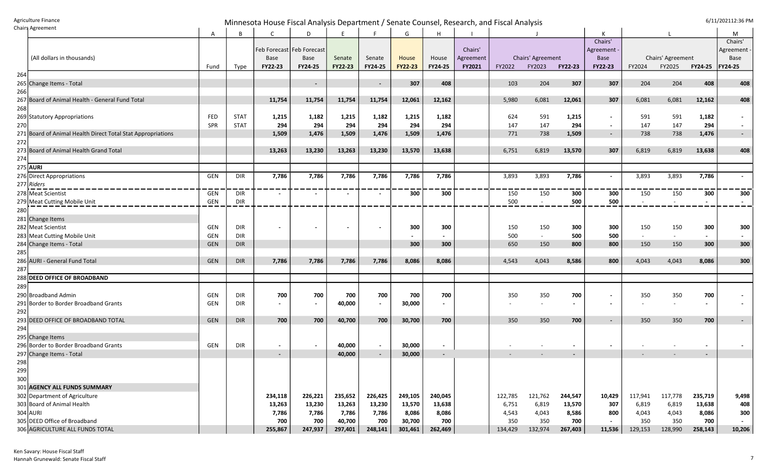Agriculture Finance
Chairs Agreement

# Minnesota House Fiscal Analysis Department / Senate Counsel, Research, and Fiscal Analysis

6/11/2021 12:36 PM

| | | A | B | C | D | E | F | G | H | I | J | | | K | L | | | M |
|---|---|---|---|---|---|---|---|---|---|---|---|---|---|---|---|---|---|---|
| | (All dollars in thousands) | Fund | Type | Feb Forecast Base FY22-23 | Feb Forecast Base FY24-25 | Senate FY22-23 | Senate FY24-25 | House FY22-23 | House FY24-25 | Chairs' Agreement FY2021 | Chairs' Agreement FY2022 | FY2023 | FY22-23 | Chairs' Agreement - Base FY22-23 | Chairs' Agreement FY2024 | FY2025 | FY24-25 | Chairs' Agreement - Base FY24-25 |
| 264 | | | | | | | | | | | | | | | | | | |
| 265 | Change Items - Total | | | | - | | - | 307 | 408 | | 103 | 204 | 307 | 307 | 204 | 204 | 408 | 408 |
| 266 | | | | | | | | | | | | | | | | | | |
| 267 | Board of Animal Health - General Fund Total | | | 11,754 | 11,754 | 11,754 | 11,754 | 12,061 | 12,162 | | 5,980 | 6,081 | 12,061 | 307 | 6,081 | 6,081 | 12,162 | 408 |
| 268 | | | | | | | | | | | | | | | | | | |
| 269 | Statutory Appropriations | FED | STAT | 1,215 | 1,182 | 1,215 | 1,182 | 1,215 | 1,182 | | 624 | 591 | 1,215 | - | 591 | 591 | 1,182 | - |
| 270 | | SPR | STAT | 294 | 294 | 294 | 294 | 294 | 294 | | 147 | 147 | 294 | - | 147 | 147 | 294 | - |
| 271 | Board of Animal Health Direct Total Stat Appropriations | | | 1,509 | 1,476 | 1,509 | 1,476 | 1,509 | 1,476 | | 771 | 738 | 1,509 | - | 738 | 738 | 1,476 | - |
| 272 | | | | | | | | | | | | | | | | | | |
| 273 | Board of Animal Health Grand Total | | | 13,263 | 13,230 | 13,263 | 13,230 | 13,570 | 13,638 | | 6,751 | 6,819 | 13,570 | 307 | 6,819 | 6,819 | 13,638 | 408 |
| 274 | | | | | | | | | | | | | | | | | | |
| 275 | **AURI** | | | | | | | | | | | | | | | | | |
| 276 | Direct Appropriations | GEN | DIR | 7,786 | 7,786 | 7,786 | 7,786 | 7,786 | 7,786 | | 3,893 | 3,893 | 7,786 | - | 3,893 | 3,893 | 7,786 | - |
| 277 | *Riders* | | | | | | | | | | | | | | | | | |
| 278 | Meat Scientist | GEN | DIR | - | - | - | - | 300 | 300 | | 150 | 150 | 300 | 300 | 150 | 150 | 300 | 300 |
| 279 | Meat Cutting Mobile Unit | GEN | DIR | | | | | | | | 500 | - | 500 | 500 | - | - | - | - |
| 280 | | | | | | | | | | | | | | | | | | |
| 281 | Change Items | | | | | | | | | | | | | | | | | |
| 282 | Meat Scientist | GEN | DIR | - | - | - | - | 300 | 300 | | 150 | 150 | 300 | 300 | 150 | 150 | 300 | 300 |
| 283 | Meat Cutting Mobile Unit | GEN | DIR | | | | | - | - | | 500 | - | 500 | 500 | - | - | - | - |
| 284 | Change Items - Total | GEN | DIR | | | | | 300 | 300 | | 650 | 150 | 800 | 800 | 150 | 150 | 300 | 300 |
| 285 | | | | | | | | | | | | | | | | | | |
| 286 | AURI - General Fund Total | GEN | DIR | 7,786 | 7,786 | 7,786 | 7,786 | 8,086 | 8,086 | | 4,543 | 4,043 | 8,586 | 800 | 4,043 | 4,043 | 8,086 | 300 |
| 287 | | | | | | | | | | | | | | | | | | |
| 288 | **DEED OFFICE OF BROADBAND** | | | | | | | | | | | | | | | | | |
| 289 | | | | | | | | | | | | | | | | | | |
| 290 | Broadband Admin | GEN | DIR | 700 | 700 | 700 | 700 | 700 | 700 | | 350 | 350 | 700 | - | 350 | 350 | 700 | - |
| 291 | Border to Border Broadband Grants | GEN | DIR | - | - | 40,000 | - | 30,000 | - | | - | - | - | - | - | - | - | - |
| 292 | | | | | | | | | | | | | | | | | | |
| 293 | DEED OFFICE OF BROADBAND TOTAL | GEN | DIR | 700 | 700 | 40,700 | 700 | 30,700 | 700 | | 350 | 350 | 700 | - | 350 | 350 | 700 | - |
| 294 | | | | | | | | | | | | | | | | | | |
| 295 | Change Items | | | | | | | | | | | | | | | | | |
| 296 | Border to Border Broadband Grants | GEN | DIR | - | - | 40,000 | - | 30,000 | - | | - | - | - | - | - | - | - | - |
| 297 | Change Items - Total | | | - | | 40,000 | - | 30,000 | - | | - | - | - | | - | - | - | |
| 298 | | | | | | | | | | | | | | | | | | |
| 299 | | | | | | | | | | | | | | | | | | |
| 300 | | | | | | | | | | | | | | | | | | |
| 301 | **AGENCY ALL FUNDS SUMMARY** | | | | | | | | | | | | | | | | | |
| 302 | Department of Agriculture | | | 234,118 | 226,221 | 235,652 | 226,425 | 249,105 | 240,045 | | 122,785 | 121,762 | 244,547 | 10,429 | 117,941 | 117,778 | 235,719 | 9,498 |
| 303 | Board of Animal Health | | | 13,263 | 13,230 | 13,263 | 13,230 | 13,570 | 13,638 | | 6,751 | 6,819 | 13,570 | 307 | 6,819 | 6,819 | 13,638 | 408 |
| 304 | AURI | | | 7,786 | 7,786 | 7,786 | 7,786 | 8,086 | 8,086 | | 4,543 | 4,043 | 8,586 | 800 | 4,043 | 4,043 | 8,086 | 300 |
| 305 | DEED Office of Broadband | | | 700 | 700 | 40,700 | 700 | 30,700 | 700 | | 350 | 350 | 700 | - | 350 | 350 | 700 | - |
| 306 | AGRICULTURE ALL FUNDS TOTAL | | | 255,867 | 247,937 | 297,401 | 248,141 | 301,461 | 262,469 | | 134,429 | 132,974 | 267,403 | 11,536 | 129,153 | 128,990 | 258,143 | 10,206 |

Ken Savary: House Fiscal Staff
Hannah Grunewald: Senate Fiscal Staff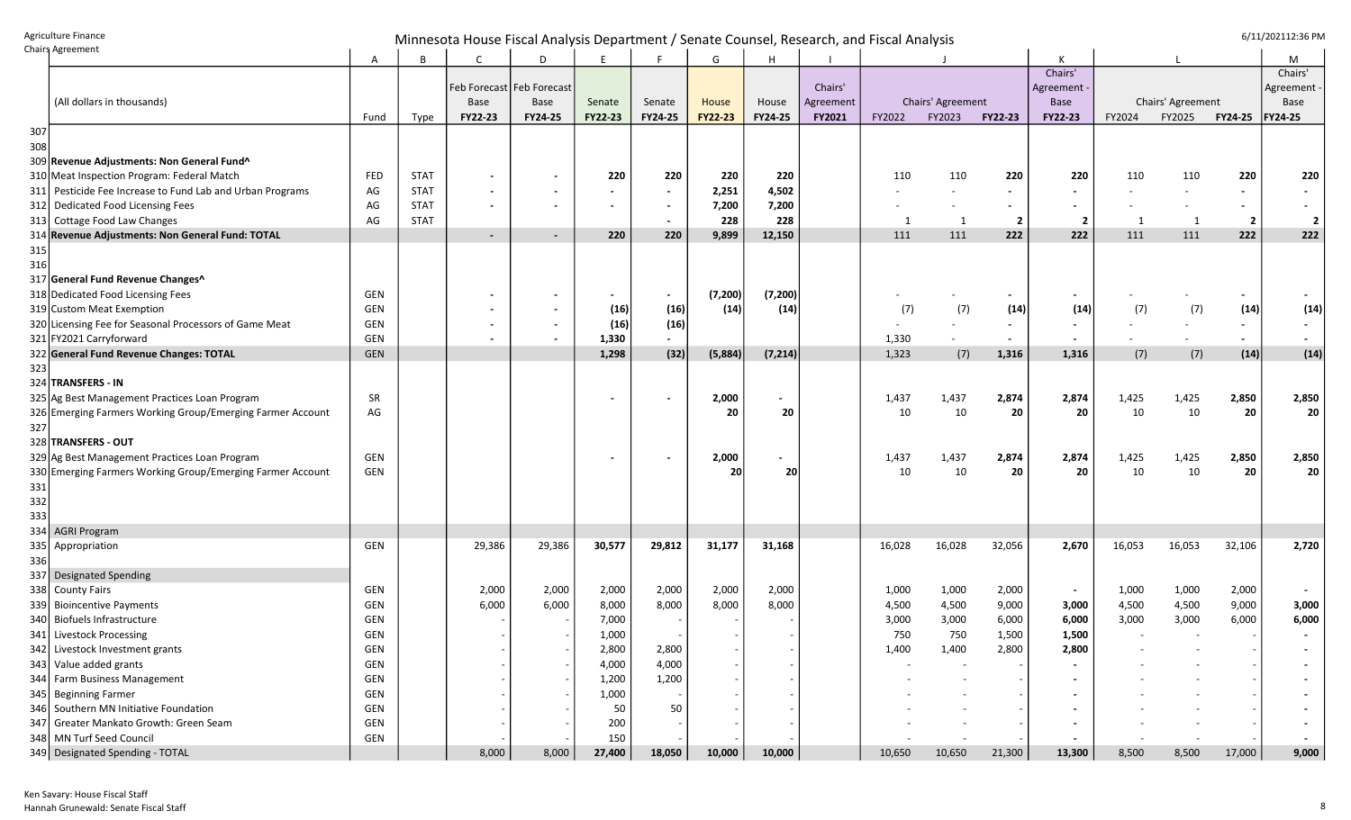Agriculture Finance
Chairs Agreement

# Minnesota House Fiscal Analysis Department / Senate Counsel, Research, and Fiscal Analysis

6/11/2021 12:36 PM

| | (All dollars in thousands) | A | B | C | D | E | F | G | H | I | J | | | K | L | | | M |
|---|---|---|---|---|---|---|---|---|---|---|---|---|---|---|---|---|---|---|
| | | Fund | Type | Feb Forecast Base FY22-23 | Feb Forecast Base FY24-25 | Senate FY22-23 | Senate FY24-25 | House FY22-23 | House FY24-25 | Chairs' Agreement FY2021 | Chairs' Agreement FY2022 | FY2023 | FY22-23 | Chairs' Agreement - Base FY22-23 | Chairs' Agreement FY2024 | FY2025 | FY24-25 | Chairs' Agreement - Base FY24-25 |
| 307 | | | | | | | | | | | | | | | | | | |
| 308 | | | | | | | | | | | | | | | | | | |
| 309 | **Revenue Adjustments: Non General Fund^** | | | | | | | | | | | | | | | | | |
| 310 | Meat Inspection Program: Federal Match | FED | STAT | - | - | 220 | 220 | 220 | 220 | | 110 | 110 | 220 | 220 | 110 | 110 | 220 | 220 |
| 311 | Pesticide Fee Increase to Fund Lab and Urban Programs | AG | STAT | - | - | - | - | 2,251 | 4,502 | | - | - | - | - | - | - | - | - |
| 312 | Dedicated Food Licensing Fees | AG | STAT | - | - | - | - | 7,200 | 7,200 | | - | - | - | - | - | - | - | - |
| 313 | Cottage Food Law Changes | AG | STAT | | | | - | 228 | 228 | | 1 | 1 | 2 | 2 | 1 | 1 | 2 | 2 |
| 314 | **Revenue Adjustments: Non General Fund: TOTAL** | | | - | - | 220 | 220 | 9,899 | 12,150 | | 111 | 111 | 222 | 222 | 111 | 111 | 222 | 222 |
| 315 | | | | | | | | | | | | | | | | | | |
| 316 | | | | | | | | | | | | | | | | | | |
| 317 | **General Fund Revenue Changes^** | | | | | | | | | | | | | | | | | |
| 318 | Dedicated Food Licensing Fees | GEN | | - | - | - | - | (7,200) | (7,200) | | - | - | - | - | - | - | - | - |
| 319 | Custom Meat Exemption | GEN | | - | - | (16) | (16) | (14) | (14) | | (7) | (7) | (14) | (14) | (7) | (7) | (14) | (14) |
| 320 | Licensing Fee for Seasonal Processors of Game Meat | GEN | | - | - | (16) | (16) | | | | - | - | - | - | - | - | - | - |
| 321 | FY2021 Carryforward | GEN | | - | - | 1,330 | - | | | | 1,330 | - | - | - | - | - | - | - |
| 322 | **General Fund Revenue Changes: TOTAL** | GEN | | | | 1,298 | (32) | (5,884) | (7,214) | | 1,323 | (7) | 1,316 | 1,316 | (7) | (7) | (14) | (14) |
| 323 | | | | | | | | | | | | | | | | | | |
| 324 | **TRANSFERS - IN** | | | | | | | | | | | | | | | | | |
| 325 | Ag Best Management Practices Loan Program | SR | | | | - | - | 2,000 | - | | 1,437 | 1,437 | 2,874 | 2,874 | 1,425 | 1,425 | 2,850 | 2,850 |
| 326 | Emerging Farmers Working Group/Emerging Farmer Account | AG | | | | | | 20 | 20 | | 10 | 10 | 20 | 20 | 10 | 10 | 20 | 20 |
| 327 | | | | | | | | | | | | | | | | | | |
| 328 | **TRANSFERS - OUT** | | | | | | | | | | | | | | | | | |
| 329 | Ag Best Management Practices Loan Program | GEN | | | | - | - | 2,000 | - | | 1,437 | 1,437 | 2,874 | 2,874 | 1,425 | 1,425 | 2,850 | 2,850 |
| 330 | Emerging Farmers Working Group/Emerging Farmer Account | GEN | | | | | | 20 | 20 | | 10 | 10 | 20 | 20 | 10 | 10 | 20 | 20 |
| 331 | | | | | | | | | | | | | | | | | | |
| 332 | | | | | | | | | | | | | | | | | | |
| 333 | | | | | | | | | | | | | | | | | | |
| 334 | AGRI Program | | | | | | | | | | | | | | | | | |
| 335 | Appropriation | GEN | | 29,386 | 29,386 | 30,577 | 29,812 | 31,177 | 31,168 | | 16,028 | 16,028 | 32,056 | 2,670 | 16,053 | 16,053 | 32,106 | 2,720 |
| 336 | | | | | | | | | | | | | | | | | | |
| 337 | Designated Spending | | | | | | | | | | | | | | | | | |
| 338 | County Fairs | GEN | | 2,000 | 2,000 | 2,000 | 2,000 | 2,000 | 2,000 | | 1,000 | 1,000 | 2,000 | - | 1,000 | 1,000 | 2,000 | - |
| 339 | Bioincentive Payments | GEN | | 6,000 | 6,000 | 8,000 | 8,000 | 8,000 | 8,000 | | 4,500 | 4,500 | 9,000 | 3,000 | 4,500 | 4,500 | 9,000 | 3,000 |
| 340 | Biofuels Infrastructure | GEN | | - | - | 7,000 | - | - | - | | 3,000 | 3,000 | 6,000 | 6,000 | 3,000 | 3,000 | 6,000 | 6,000 |
| 341 | Livestock Processing | GEN | | - | - | 1,000 | - | - | - | | 750 | 750 | 1,500 | 1,500 | - | - | - | - |
| 342 | Livestock Investment grants | GEN | | - | - | 2,800 | 2,800 | - | - | | 1,400 | 1,400 | 2,800 | 2,800 | - | - | - | - |
| 343 | Value added grants | GEN | | - | - | 4,000 | 4,000 | - | - | | - | - | - | - | - | - | - | - |
| 344 | Farm Business Management | GEN | | - | - | 1,200 | 1,200 | - | - | | - | - | - | - | - | - | - | - |
| 345 | Beginning Farmer | GEN | | - | - | 1,000 | - | - | - | | - | - | - | - | - | - | - | - |
| 346 | Southern MN Initiative Foundation | GEN | | - | - | 50 | 50 | - | - | | - | - | - | - | - | - | - | - |
| 347 | Greater Mankato Growth: Green Seam | GEN | | - | - | 200 | - | - | - | | - | - | - | - | - | - | - | - |
| 348 | MN Turf Seed Council | GEN | | - | - | 150 | - | - | - | | - | - | - | - | - | - | - | - |
| 349 | Designated Spending - TOTAL | | | 8,000 | 8,000 | 27,400 | 18,050 | 10,000 | 10,000 | | 10,650 | 10,650 | 21,300 | 13,300 | 8,500 | 8,500 | 17,000 | 9,000 |

Ken Savary: House Fiscal Staff
Hannah Grunewald: Senate Fiscal Staff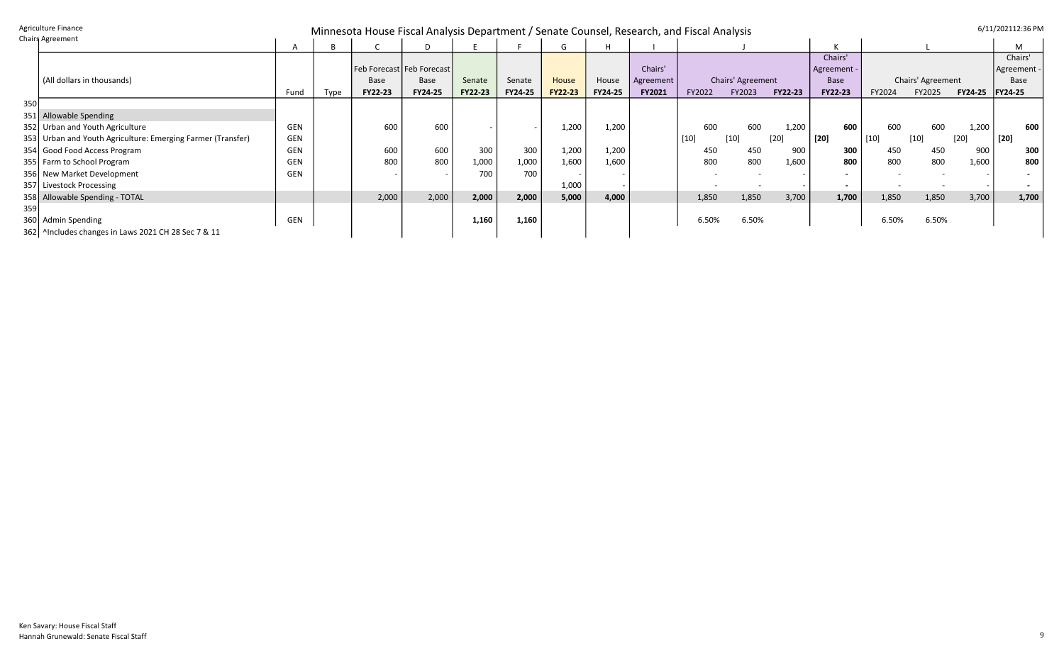Agriculture Finance
Chairs Agreement

# Minnesota House Fiscal Analysis Department / Senate Counsel, Research, and Fiscal Analysis

6/11/2021 12:36 PM

| | | A | B | C | D | E | F | G | H | I | J | | | K | L | | | M |
|---|---|---|---|---|---|---|---|---|---|---|---|---|---|---|---|---|---|---|
| | (All dollars in thousands) | Fund | Type | Feb Forecast Base FY22-23 | Feb Forecast Base FY24-25 | Senate FY22-23 | Senate FY24-25 | House FY22-23 | House FY24-25 | Chairs' Agreement FY2021 | Chairs' Agreement FY2022 | FY2023 | FY22-23 | Chairs' Agreement - Base FY22-23 | Chairs' Agreement FY2024 | FY2025 | FY24-25 | Chairs' Agreement - Base FY24-25 |
| 350 | | | | | | | | | | | | | | | | | | |
| 351 | Allowable Spending | | | | | | | | | | | | | | | | | |
| 352 | Urban and Youth Agriculture | GEN | | 600 | 600 | - | - | 1,200 | 1,200 | | 600 | 600 | 1,200 | 600 | 600 | 600 | 1,200 | 600 |
| 353 | Urban and Youth Agriculture: Emerging Farmer (Transfer) | GEN | | | | | | | | | [10] | [10] | [20] | [20] | [10] | [10] | [20] | [20] |
| 354 | Good Food Access Program | GEN | | 600 | 600 | 300 | 300 | 1,200 | 1,200 | | 450 | 450 | 900 | 300 | 450 | 450 | 900 | 300 |
| 355 | Farm to School Program | GEN | | 800 | 800 | 1,000 | 1,000 | 1,600 | 1,600 | | 800 | 800 | 1,600 | 800 | 800 | 800 | 1,600 | 800 |
| 356 | New Market Development | GEN | | - | - | 700 | 700 | - | - | | - | - | - | - | - | - | - | - |
| 357 | Livestock Processing | | | | | | | 1,000 | - | | - | - | - | - | - | - | - | - |
| 358 | Allowable Spending - TOTAL | | | 2,000 | 2,000 | 2,000 | 2,000 | 5,000 | 4,000 | | 1,850 | 1,850 | 3,700 | 1,700 | 1,850 | 1,850 | 3,700 | 1,700 |
| 359 | | | | | | | | | | | | | | | | | | |
| 360 | Admin Spending | GEN | | | | 1,160 | 1,160 | | | | 6.50% | 6.50% | | | 6.50% | 6.50% | | |
| 362 | ^Includes changes in Laws 2021 CH 28 Sec 7 & 11 | | | | | | | | | | | | | | | | | |

Ken Savary: House Fiscal Staff
Hannah Grunewald: Senate Fiscal Staff